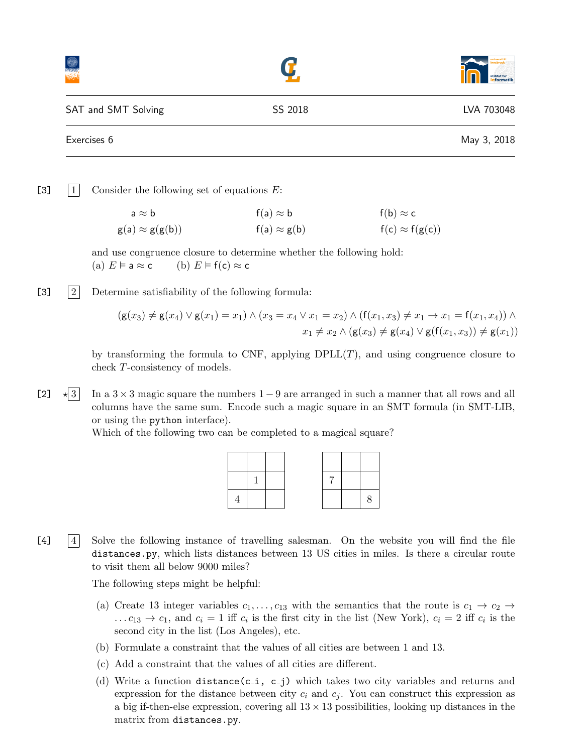SAT and SMT Solving | SS 2018 | LVA 703048

Exercises 6 — May 3, 2018

[3] **1** Consider the following set of equations $E$:

$$\mathsf{a} \approx \mathsf{b} \qquad \mathsf{f}(\mathsf{a}) \approx \mathsf{b} \qquad \mathsf{f}(\mathsf{b}) \approx \mathsf{c}$$
$$\mathsf{g}(\mathsf{a}) \approx \mathsf{g}(\mathsf{g}(\mathsf{b})) \qquad \mathsf{f}(\mathsf{a}) \approx \mathsf{g}(\mathsf{b}) \qquad \mathsf{f}(\mathsf{c}) \approx \mathsf{f}(\mathsf{g}(\mathsf{c}))$$

and use congruence closure to determine whether the following hold:
(a) $E \vDash \mathsf{a} \approx \mathsf{c}$ (b) $E \vDash \mathsf{f}(\mathsf{c}) \approx \mathsf{c}$

[3] **2** Determine satisfiability of the following formula:

$$(\mathsf{g}(x_3) \neq \mathsf{g}(x_4) \vee \mathsf{g}(x_1) = x_1) \wedge (x_3 = x_4 \vee x_1 = x_2) \wedge (\mathsf{f}(x_1, x_3) \neq x_1 \to x_1 = \mathsf{f}(x_1, x_4)) \wedge$$
$$x_1 \neq x_2 \wedge (\mathsf{g}(x_3) \neq \mathsf{g}(x_4) \vee \mathsf{g}(\mathsf{f}(x_1, x_3)) \neq \mathsf{g}(x_1))$$

by transforming the formula to CNF, applying DPLL($T$), and using congruence closure to check $T$-consistency of models.

[2] ⋆**3** In a $3 \times 3$ magic square the numbers $1-9$ are arranged in such a manner that all rows and all columns have the same sum. Encode such a magic square in an SMT formula (in SMT-LIB, or using the `python` interface).
Which of the following two can be completed to a magical square?

|   |   |   |
|---|---|---|
|   |   |   |
|   | 1 |   |
| 4 |   |   |

|   |   |   |
|---|---|---|
|   |   |   |
| 7 |   |   |
|   |   | 8 |

[4] **4** Solve the following instance of travelling salesman. On the website you will find the file `distances.py`, which lists distances between 13 US cities in miles. Is there a circular route to visit them all below 9000 miles?

The following steps might be helpful:

(a) Create 13 integer variables $c_1, \ldots, c_{13}$ with the semantics that the route is $c_1 \to c_2 \to \ldots c_{13} \to c_1$, and $c_i = 1$ iff $c_i$ is the first city in the list (New York), $c_i = 2$ iff $c_i$ is the second city in the list (Los Angeles), etc.

(b) Formulate a constraint that the values of all cities are between 1 and 13.

(c) Add a constraint that the values of all cities are different.

(d) Write a function `distance(c_i, c_j)` which takes two city variables and returns and expression for the distance between city $c_i$ and $c_j$. You can construct this expression as a big if-then-else expression, covering all $13 \times 13$ possibilities, looking up distances in the matrix from `distances.py`.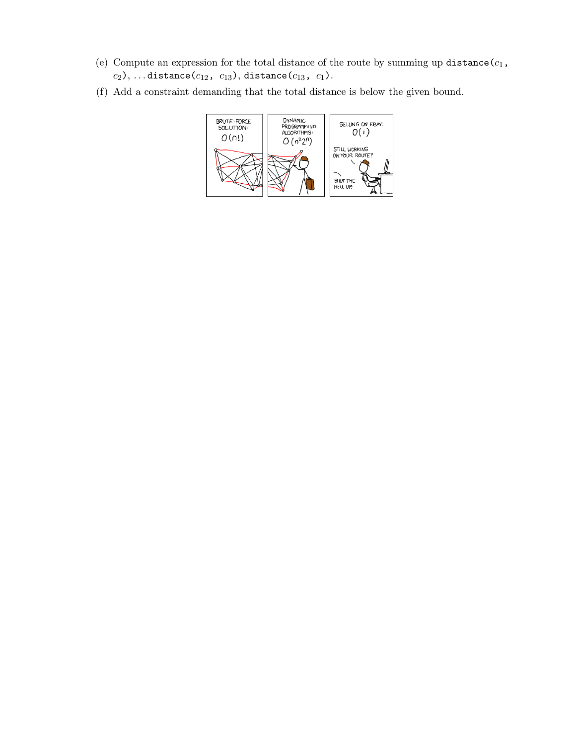(e) Compute an expression for the total distance of the route by summing up `distance(`$c_1$`, `$c_2$`)`, … `distance(`$c_{12}$`, `$c_{13}$`)`, `distance(`$c_{13}$`, `$c_1$`)`.

(f) Add a constraint demanding that the total distance is below the given bound.